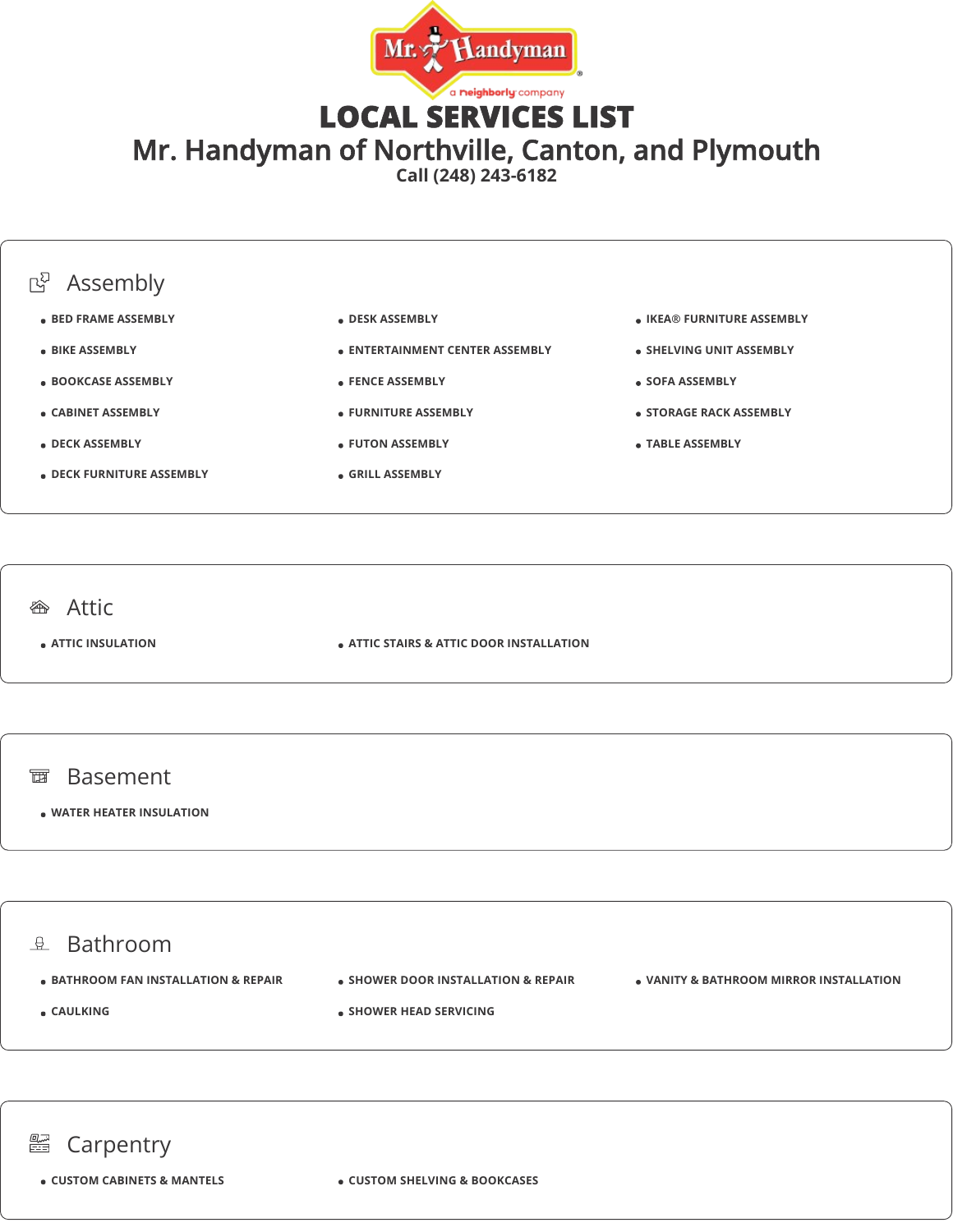# LOCAL SERVICES LIST

## Mr. Handyman of Northville, Canton, and Plymouth

Call (248) 243-6182

### Assembly

- BED FRAME ASSEMBLY
- BIKE ASSEMBLY
- BOOKCASE ASSEMBLY
- CABINET ASSEMBLY
- DECK ASSEMBLY
- DECK FURNITURE ASSEMBLY
- DESK ASSEMBLY
- ENTERTAINMENT CENTER ASSEMBLY
- FENCE ASSEMBLY
- FURNITURE ASSEMBLY
- FUTON ASSEMBLY
- GRILL ASSEMBLY
- IKEA® FURNITURE ASSEMBLY
- SHELVING UNIT ASSEMBLY
- SOFA ASSEMBLY
- STORAGE RACK ASSEMBLY
- TABLE ASSEMBLY

### Attic

- ATTIC INSULATION
- ATTIC STAIRS & ATTIC DOOR INSTALLATION

### Basement

- WATER HEATER INSULATION

### Bathroom

- BATHROOM FAN INSTALLATION & REPAIR
- CAULKING
- SHOWER DOOR INSTALLATION & REPAIR
- SHOWER HEAD SERVICING
- VANITY & BATHROOM MIRROR INSTALLATION

### Carpentry

- CUSTOM CABINETS & MANTELS
- CUSTOM SHELVING & BOOKCASES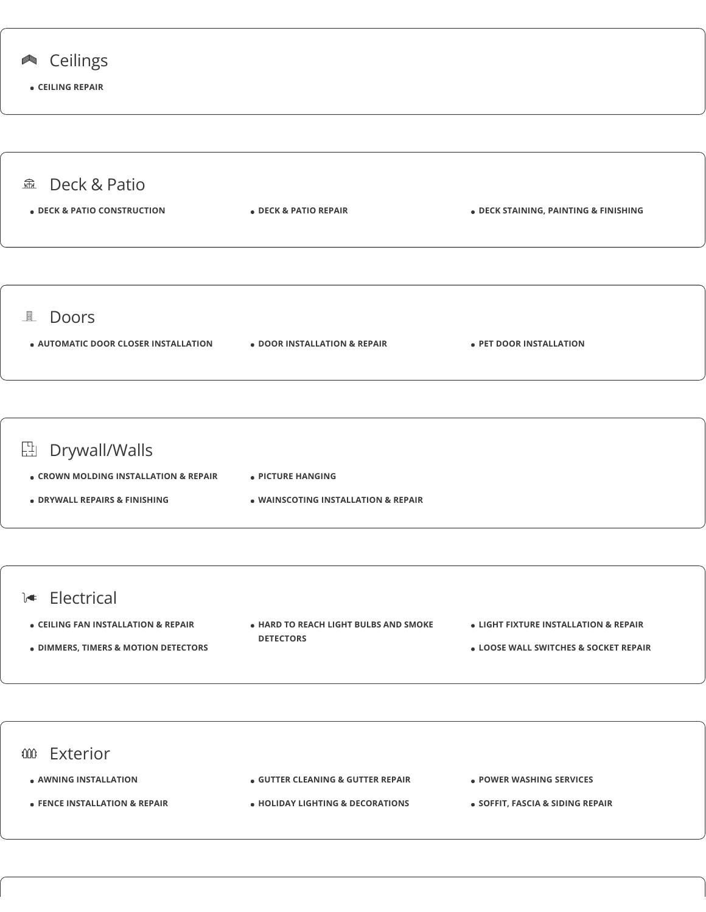## Ceilings

- **CEILING REPAIR**

## Deck & Patio

- **DECK & PATIO CONSTRUCTION**
- **DECK & PATIO REPAIR**
- **DECK STAINING, PAINTING & FINISHING**

## Doors

- **AUTOMATIC DOOR CLOSER INSTALLATION**
- **DOOR INSTALLATION & REPAIR**
- **PET DOOR INSTALLATION**

## Drywall/Walls

- **CROWN MOLDING INSTALLATION & REPAIR**
- **DRYWALL REPAIRS & FINISHING**
- **PICTURE HANGING**
- **WAINSCOTING INSTALLATION & REPAIR**

## Electrical

- **CEILING FAN INSTALLATION & REPAIR**
- **DIMMERS, TIMERS & MOTION DETECTORS**
- **HARD TO REACH LIGHT BULBS AND SMOKE DETECTORS**
- **LIGHT FIXTURE INSTALLATION & REPAIR**
- **LOOSE WALL SWITCHES & SOCKET REPAIR**

## Exterior

- **AWNING INSTALLATION**
- **FENCE INSTALLATION & REPAIR**
- **GUTTER CLEANING & GUTTER REPAIR**
- **HOLIDAY LIGHTING & DECORATIONS**
- **POWER WASHING SERVICES**
- **SOFFIT, FASCIA & SIDING REPAIR**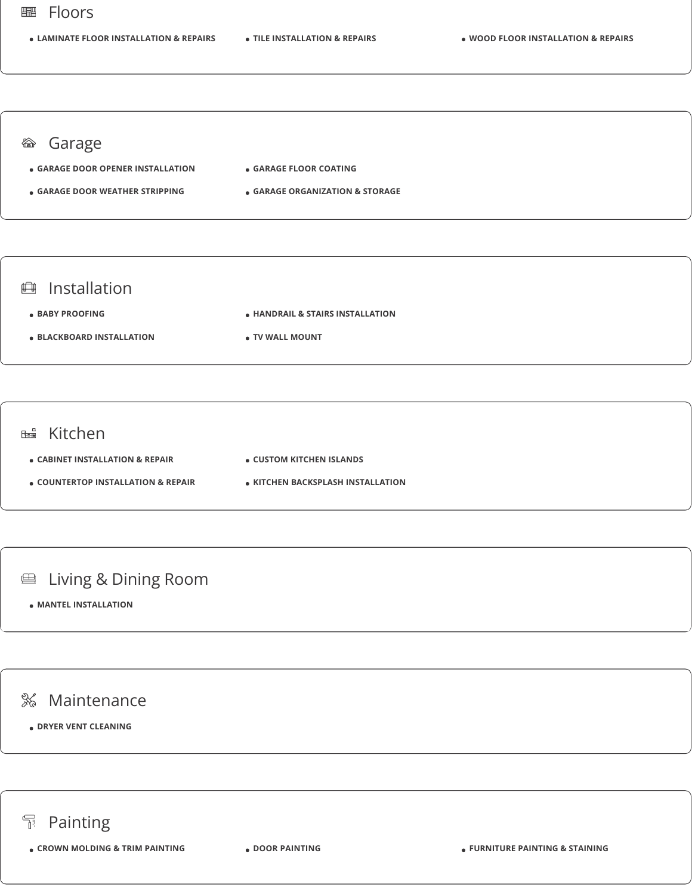## Floors

- LAMINATE FLOOR INSTALLATION & REPAIRS
- TILE INSTALLATION & REPAIRS
- WOOD FLOOR INSTALLATION & REPAIRS

## Garage

- GARAGE DOOR OPENER INSTALLATION
- GARAGE FLOOR COATING
- GARAGE DOOR WEATHER STRIPPING
- GARAGE ORGANIZATION & STORAGE

## Installation

- BABY PROOFING
- HANDRAIL & STAIRS INSTALLATION
- BLACKBOARD INSTALLATION
- TV WALL MOUNT

## Kitchen

- CABINET INSTALLATION & REPAIR
- CUSTOM KITCHEN ISLANDS
- COUNTERTOP INSTALLATION & REPAIR
- KITCHEN BACKSPLASH INSTALLATION

## Living & Dining Room

- MANTEL INSTALLATION

## Maintenance

- DRYER VENT CLEANING

## Painting

- CROWN MOLDING & TRIM PAINTING
- DOOR PAINTING
- FURNITURE PAINTING & STAINING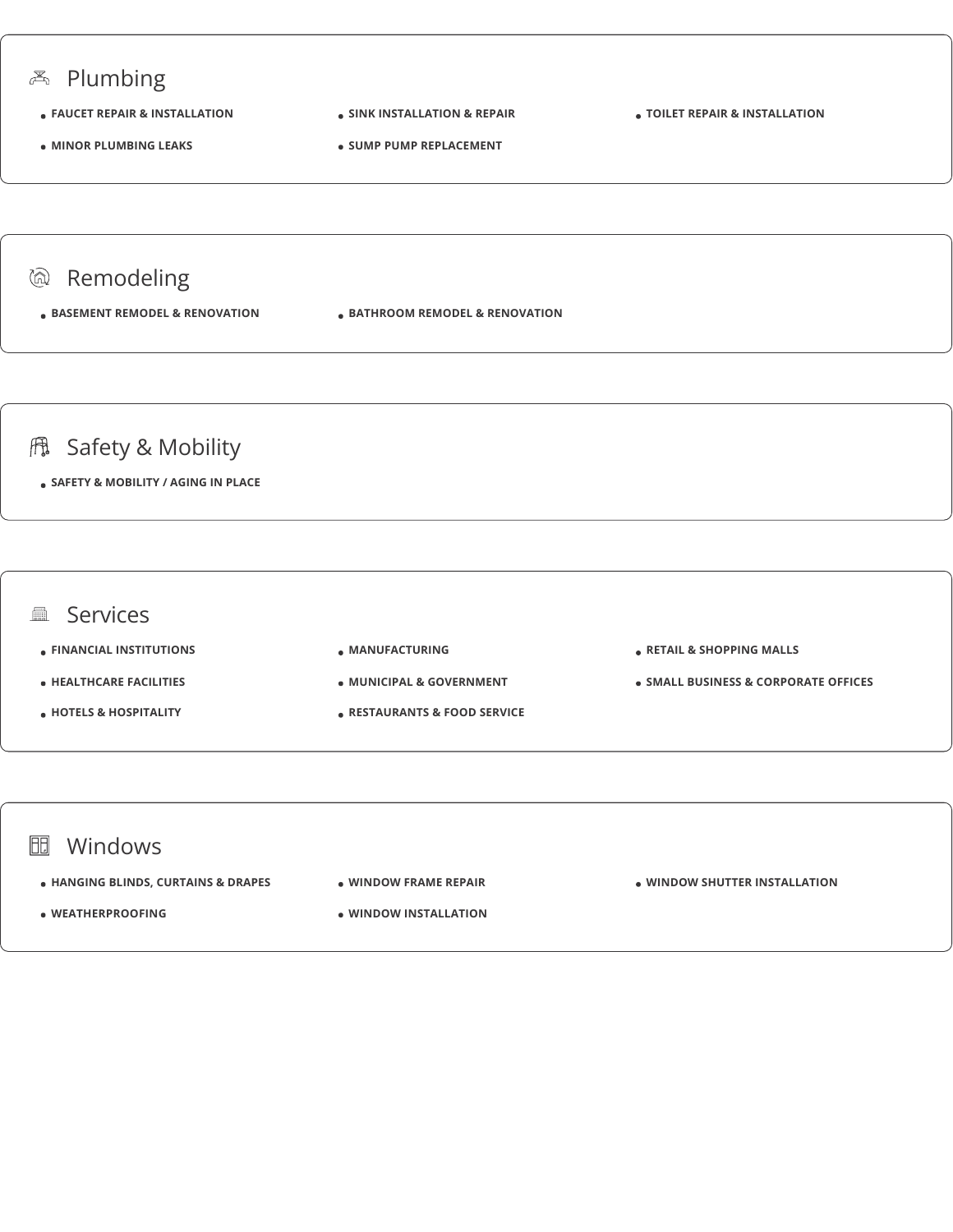## Plumbing

- FAUCET REPAIR & INSTALLATION
- SINK INSTALLATION & REPAIR
- TOILET REPAIR & INSTALLATION
- MINOR PLUMBING LEAKS
- SUMP PUMP REPLACEMENT

## Remodeling

- BASEMENT REMODEL & RENOVATION
- BATHROOM REMODEL & RENOVATION

## Safety & Mobility

- SAFETY & MOBILITY / AGING IN PLACE

## Services

- FINANCIAL INSTITUTIONS
- MANUFACTURING
- RETAIL & SHOPPING MALLS
- HEALTHCARE FACILITIES
- MUNICIPAL & GOVERNMENT
- SMALL BUSINESS & CORPORATE OFFICES
- HOTELS & HOSPITALITY
- RESTAURANTS & FOOD SERVICE

## Windows

- HANGING BLINDS, CURTAINS & DRAPES
- WINDOW FRAME REPAIR
- WINDOW SHUTTER INSTALLATION
- WEATHERPROOFING
- WINDOW INSTALLATION